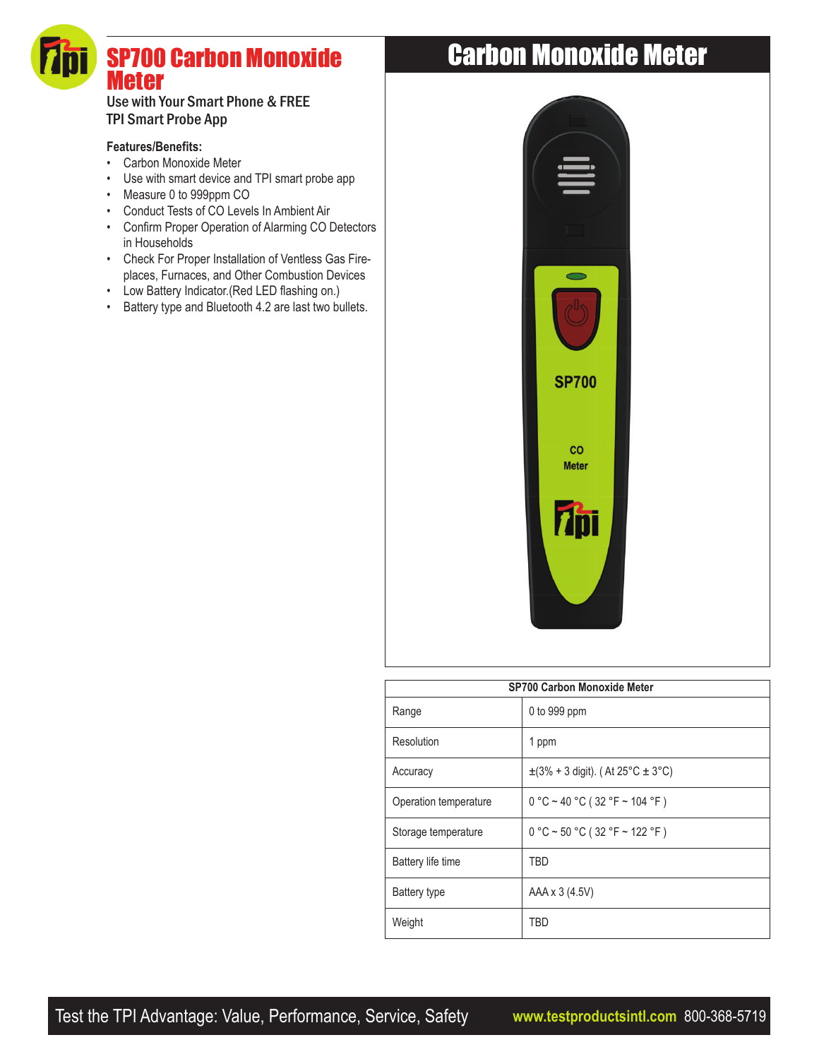# SP700 Carbon Monoxide Meter

Use with Your Smart Phone & FREE TPI Smart Probe App

**Features/Benefits:**

- Carbon Monoxide Meter
- Use with smart device and TPI smart probe app
- Measure 0 to 999ppm CO
- Conduct Tests of CO Levels In Ambient Air
- Confirm Proper Operation of Alarming CO Detectors in Households
- Check For Proper Installation of Ventless Gas Fire-places, Furnaces, and Other Combustion Devices
- Low Battery Indicator.(Red LED flashing on.)
- Battery type and Bluetooth 4.2 are last two bullets.

## Carbon Monoxide Meter

| SP700 Carbon Monoxide Meter | |
|---|---|
| Range | 0 to 999 ppm |
| Resolution | 1 ppm |
| Accuracy | ±(3% + 3 digit). ( At 25°C ± 3°C) |
| Operation temperature | 0 °C ~ 40 °C ( 32 °F ~ 104 °F ) |
| Storage temperature | 0 °C ~ 50 °C ( 32 °F ~ 122 °F ) |
| Battery life time | TBD |
| Battery type | AAA x 3 (4.5V) |
| Weight | TBD |

Test the TPI Advantage: Value, Performance, Service, Safety www.testproductsintl.com 800-368-5719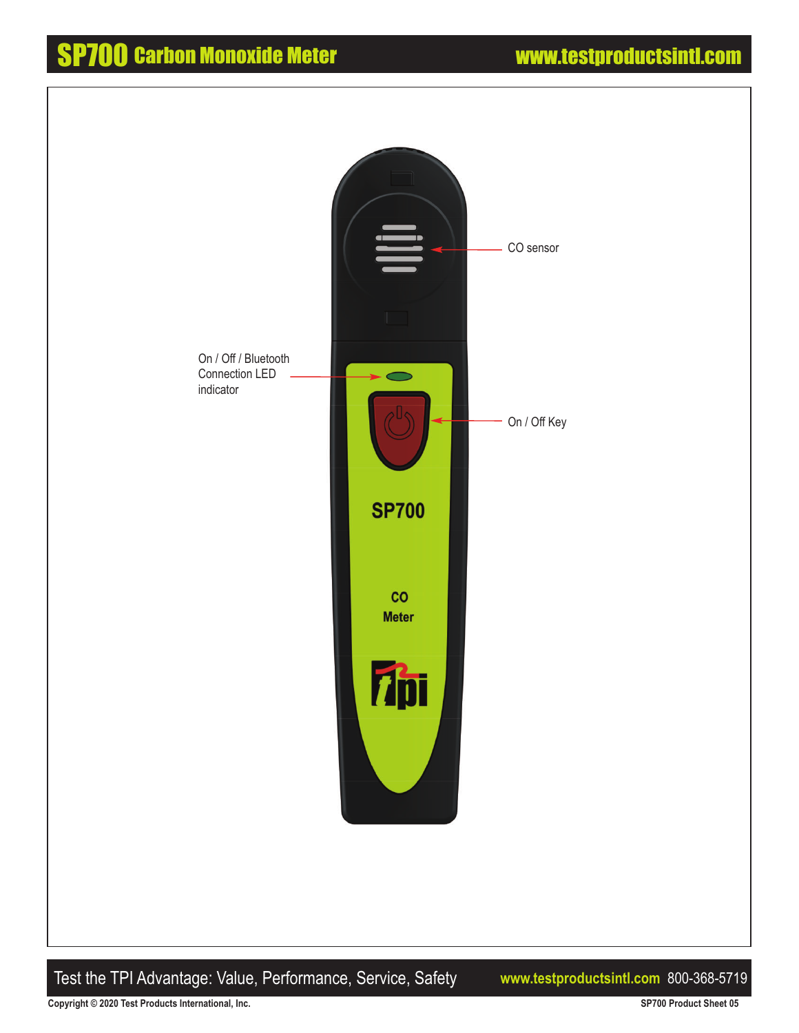# SP700 Carbon Monoxide Meter

www.testproductsintl.com

CO sensor

On / Off / Bluetooth Connection LED indicator

On / Off Key

SP700

CO Meter

Test the TPI Advantage: Value, Performance, Service, Safety

www.testproductsintl.com 800-368-5719

Copyright © 2020 Test Products International, Inc.

SP700 Product Sheet 05